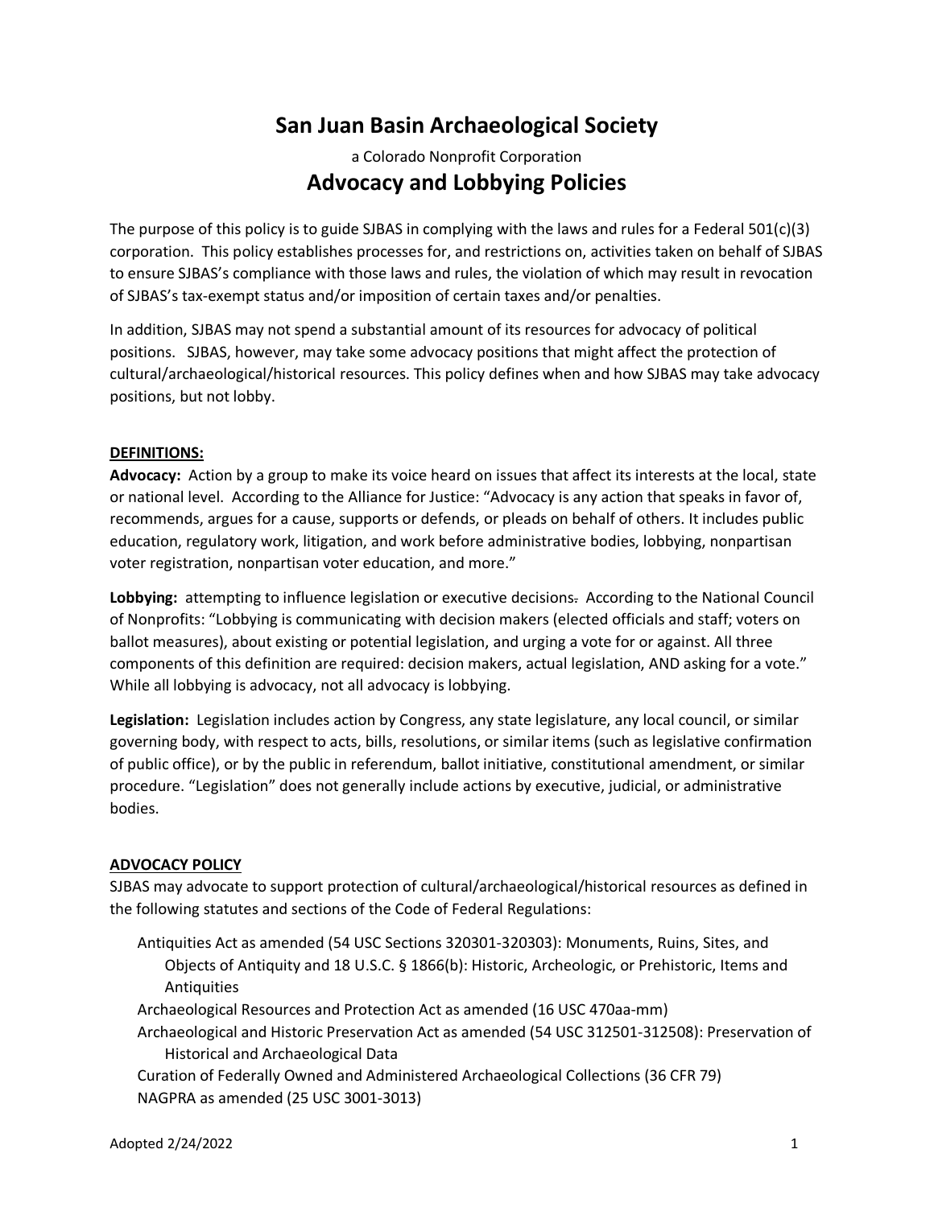# San Juan Basin Archaeological Society

a Colorado Nonprofit Corporation

## Advocacy and Lobbying Policies

The purpose of this policy is to guide SJBAS in complying with the laws and rules for a Federal 501(c)(3) corporation. This policy establishes processes for, and restrictions on, activities taken on behalf of SJBAS to ensure SJBAS's compliance with those laws and rules, the violation of which may result in revocation of SJBAS's tax-exempt status and/or imposition of certain taxes and/or penalties.

In addition, SJBAS may not spend a substantial amount of its resources for advocacy of political positions. SJBAS, however, may take some advocacy positions that might affect the protection of cultural/archaeological/historical resources. This policy defines when and how SJBAS may take advocacy positions, but not lobby.

### DEFINITIONS:

**Advocacy:** Action by a group to make its voice heard on issues that affect its interests at the local, state or national level. According to the Alliance for Justice: "Advocacy is any action that speaks in favor of, recommends, argues for a cause, supports or defends, or pleads on behalf of others. It includes public education, regulatory work, litigation, and work before administrative bodies, lobbying, nonpartisan voter registration, nonpartisan voter education, and more."

**Lobbying:** attempting to influence legislation or executive decisions. According to the National Council of Nonprofits: "Lobbying is communicating with decision makers (elected officials and staff; voters on ballot measures), about existing or potential legislation, and urging a vote for or against. All three components of this definition are required: decision makers, actual legislation, AND asking for a vote." While all lobbying is advocacy, not all advocacy is lobbying.

**Legislation:** Legislation includes action by Congress, any state legislature, any local council, or similar governing body, with respect to acts, bills, resolutions, or similar items (such as legislative confirmation of public office), or by the public in referendum, ballot initiative, constitutional amendment, or similar procedure. "Legislation" does not generally include actions by executive, judicial, or administrative bodies.

### ADVOCACY POLICY

SJBAS may advocate to support protection of cultural/archaeological/historical resources as defined in the following statutes and sections of the Code of Federal Regulations:

- Antiquities Act as amended (54 USC Sections 320301-320303): Monuments, Ruins, Sites, and Objects of Antiquity and 18 U.S.C. § 1866(b): Historic, Archeologic, or Prehistoric, Items and Antiquities
- Archaeological Resources and Protection Act as amended (16 USC 470aa-mm)
- Archaeological and Historic Preservation Act as amended (54 USC 312501-312508): Preservation of Historical and Archaeological Data
- Curation of Federally Owned and Administered Archaeological Collections (36 CFR 79)
- NAGPRA as amended (25 USC 3001-3013)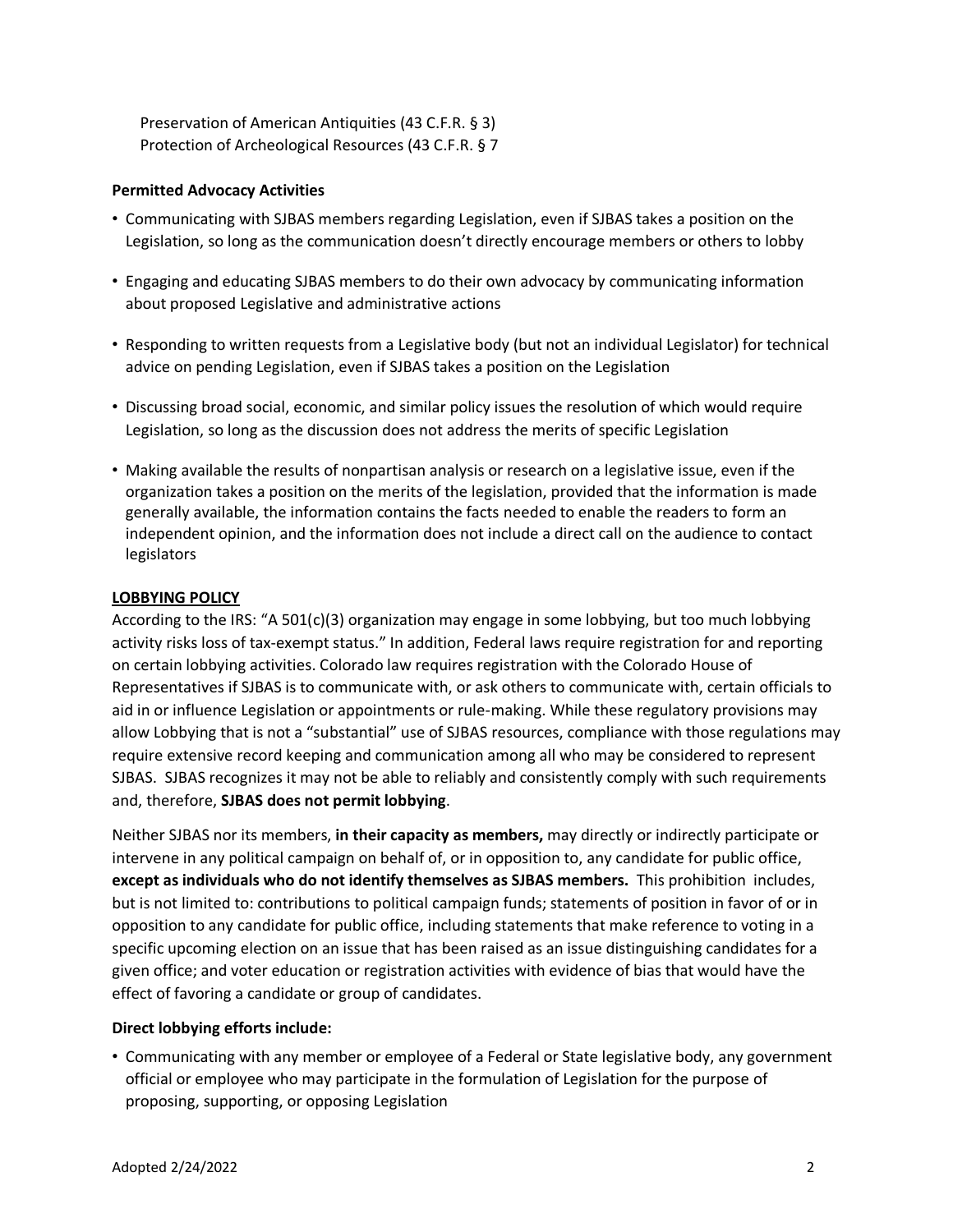Preservation of American Antiquities (43 C.F.R. § 3)
Protection of Archeological Resources (43 C.F.R. § 7

**Permitted Advocacy Activities**

- Communicating with SJBAS members regarding Legislation, even if SJBAS takes a position on the Legislation, so long as the communication doesn't directly encourage members or others to lobby
- Engaging and educating SJBAS members to do their own advocacy by communicating information about proposed Legislative and administrative actions
- Responding to written requests from a Legislative body (but not an individual Legislator) for technical advice on pending Legislation, even if SJBAS takes a position on the Legislation
- Discussing broad social, economic, and similar policy issues the resolution of which would require Legislation, so long as the discussion does not address the merits of specific Legislation
- Making available the results of nonpartisan analysis or research on a legislative issue, even if the organization takes a position on the merits of the legislation, provided that the information is made generally available, the information contains the facts needed to enable the readers to form an independent opinion, and the information does not include a direct call on the audience to contact legislators

**LOBBYING POLICY**

According to the IRS: "A 501(c)(3) organization may engage in some lobbying, but too much lobbying activity risks loss of tax-exempt status." In addition, Federal laws require registration for and reporting on certain lobbying activities. Colorado law requires registration with the Colorado House of Representatives if SJBAS is to communicate with, or ask others to communicate with, certain officials to aid in or influence Legislation or appointments or rule-making. While these regulatory provisions may allow Lobbying that is not a "substantial" use of SJBAS resources, compliance with those regulations may require extensive record keeping and communication among all who may be considered to represent SJBAS. SJBAS recognizes it may not be able to reliably and consistently comply with such requirements and, therefore, **SJBAS does not permit lobbying**.

Neither SJBAS nor its members, **in their capacity as members,** may directly or indirectly participate or intervene in any political campaign on behalf of, or in opposition to, any candidate for public office, **except as individuals who do not identify themselves as SJBAS members.** This prohibition includes, but is not limited to: contributions to political campaign funds; statements of position in favor of or in opposition to any candidate for public office, including statements that make reference to voting in a specific upcoming election on an issue that has been raised as an issue distinguishing candidates for a given office; and voter education or registration activities with evidence of bias that would have the effect of favoring a candidate or group of candidates.

**Direct lobbying efforts include:**

- Communicating with any member or employee of a Federal or State legislative body, any government official or employee who may participate in the formulation of Legislation for the purpose of proposing, supporting, or opposing Legislation

Adopted 2/24/2022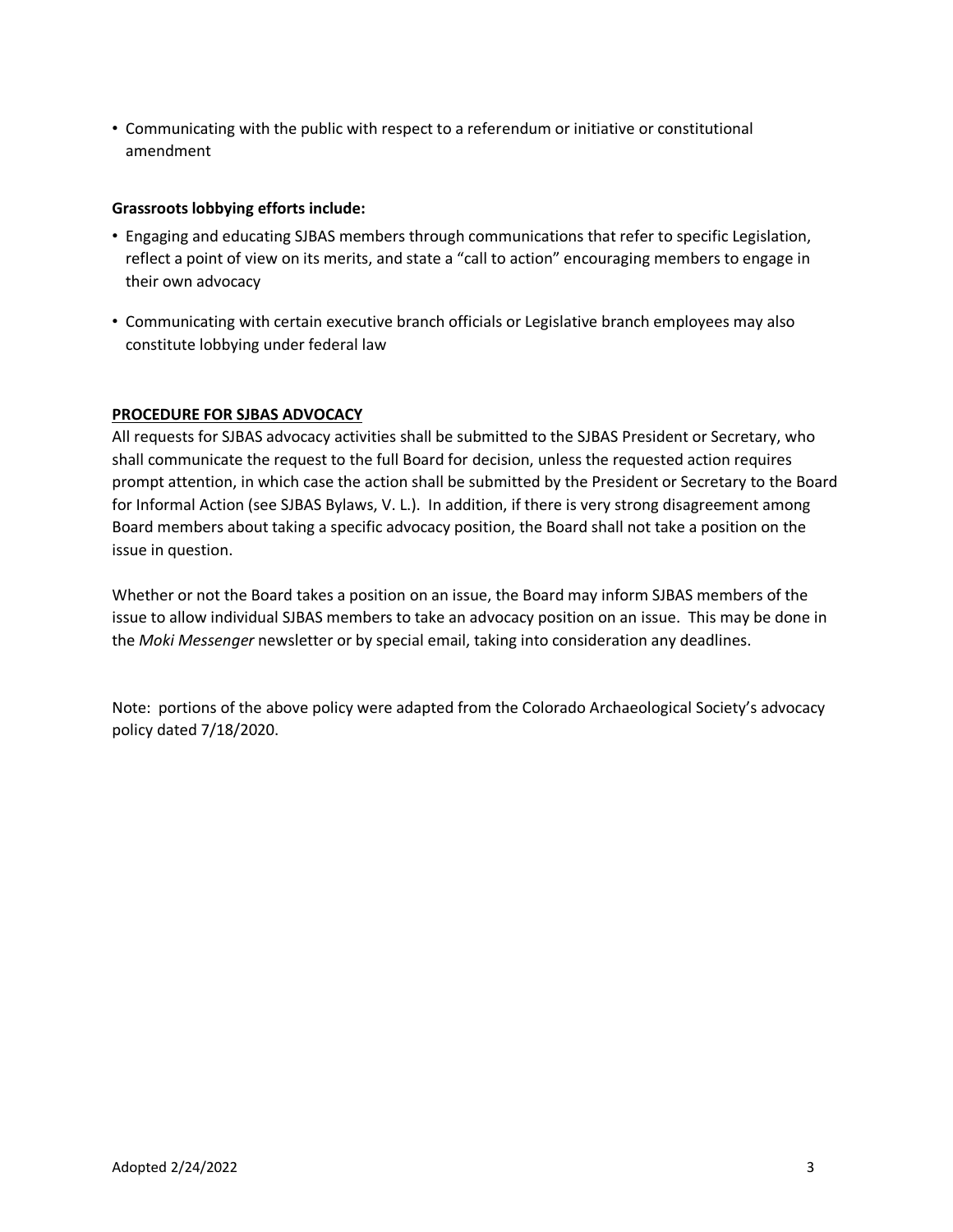- Communicating with the public with respect to a referendum or initiative or constitutional amendment

**Grassroots lobbying efforts include:**

- Engaging and educating SJBAS members through communications that refer to specific Legislation, reflect a point of view on its merits, and state a "call to action" encouraging members to engage in their own advocacy
- Communicating with certain executive branch officials or Legislative branch employees may also constitute lobbying under federal law

**PROCEDURE FOR SJBAS ADVOCACY**

All requests for SJBAS advocacy activities shall be submitted to the SJBAS President or Secretary, who shall communicate the request to the full Board for decision, unless the requested action requires prompt attention, in which case the action shall be submitted by the President or Secretary to the Board for Informal Action (see SJBAS Bylaws, V. L.). In addition, if there is very strong disagreement among Board members about taking a specific advocacy position, the Board shall not take a position on the issue in question.

Whether or not the Board takes a position on an issue, the Board may inform SJBAS members of the issue to allow individual SJBAS members to take an advocacy position on an issue. This may be done in the *Moki Messenger* newsletter or by special email, taking into consideration any deadlines.

Note: portions of the above policy were adapted from the Colorado Archaeological Society's advocacy policy dated 7/18/2020.

Adopted 2/24/2022